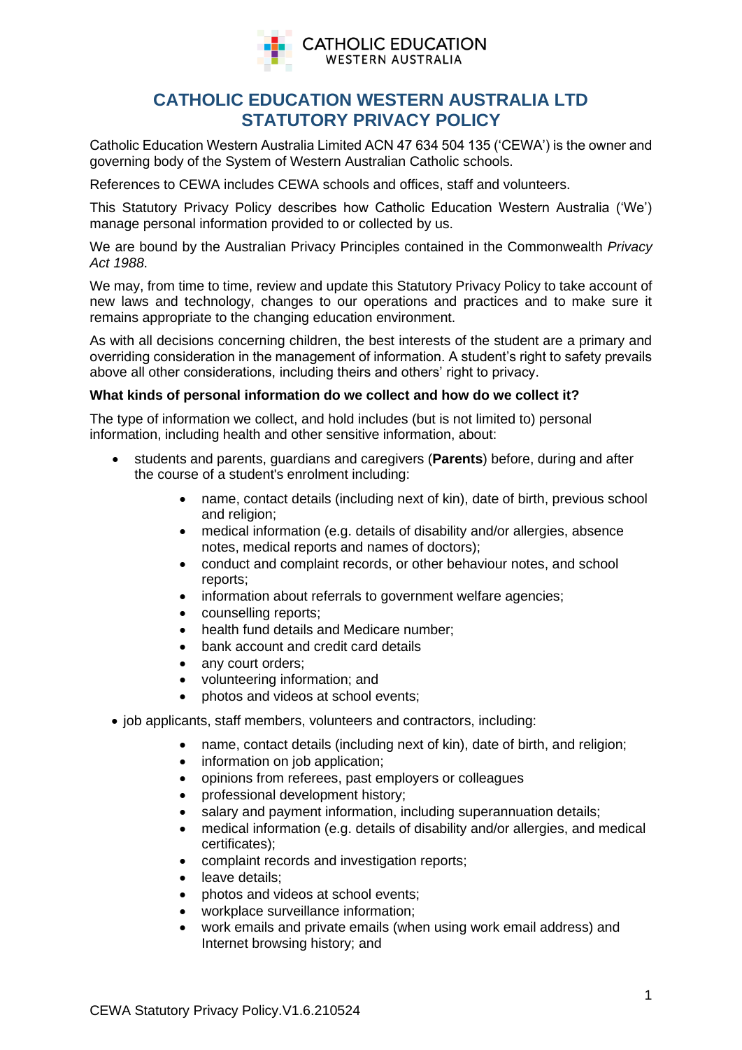# CATHOLIC EDUCATION WESTERN AUSTRALIA LTD STATUTORY PRIVACY POLICY

Catholic Education Western Australia Limited ACN 47 634 504 135 ('CEWA') is the owner and governing body of the System of Western Australian Catholic schools.

References to CEWA includes CEWA schools and offices, staff and volunteers.

This Statutory Privacy Policy describes how Catholic Education Western Australia ('We') manage personal information provided to or collected by us.

We are bound by the Australian Privacy Principles contained in the Commonwealth *Privacy Act 1988*.

We may, from time to time, review and update this Statutory Privacy Policy to take account of new laws and technology, changes to our operations and practices and to make sure it remains appropriate to the changing education environment.

As with all decisions concerning children, the best interests of the student are a primary and overriding consideration in the management of information. A student's right to safety prevails above all other considerations, including theirs and others' right to privacy.

**What kinds of personal information do we collect and how do we collect it?**

The type of information we collect, and hold includes (but is not limited to) personal information, including health and other sensitive information, about:

- students and parents, guardians and caregivers (**Parents**) before, during and after the course of a student's enrolment including:
  - name, contact details (including next of kin), date of birth, previous school and religion;
  - medical information (e.g. details of disability and/or allergies, absence notes, medical reports and names of doctors);
  - conduct and complaint records, or other behaviour notes, and school reports;
  - information about referrals to government welfare agencies;
  - counselling reports;
  - health fund details and Medicare number;
  - bank account and credit card details
  - any court orders;
  - volunteering information; and
  - photos and videos at school events;
- job applicants, staff members, volunteers and contractors, including:
  - name, contact details (including next of kin), date of birth, and religion;
  - information on job application;
  - opinions from referees, past employers or colleagues
  - professional development history;
  - salary and payment information, including superannuation details;
  - medical information (e.g. details of disability and/or allergies, and medical certificates);
  - complaint records and investigation reports;
  - leave details;
  - photos and videos at school events;
  - workplace surveillance information;
  - work emails and private emails (when using work email address) and Internet browsing history; and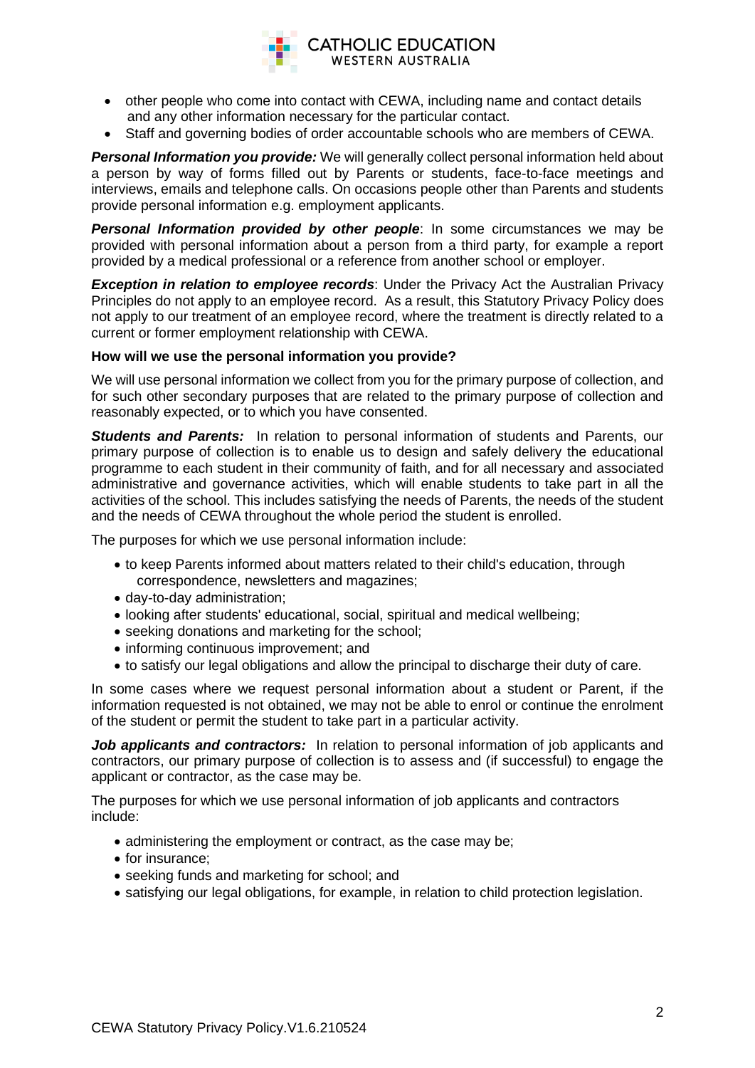- other people who come into contact with CEWA, including name and contact details and any other information necessary for the particular contact.
- Staff and governing bodies of order accountable schools who are members of CEWA.

***Personal Information you provide:*** We will generally collect personal information held about a person by way of forms filled out by Parents or students, face-to-face meetings and interviews, emails and telephone calls. On occasions people other than Parents and students provide personal information e.g. employment applicants.

***Personal Information provided by other people***: In some circumstances we may be provided with personal information about a person from a third party, for example a report provided by a medical professional or a reference from another school or employer.

***Exception in relation to employee records***: Under the Privacy Act the Australian Privacy Principles do not apply to an employee record. As a result, this Statutory Privacy Policy does not apply to our treatment of an employee record, where the treatment is directly related to a current or former employment relationship with CEWA.

**How will we use the personal information you provide?**

We will use personal information we collect from you for the primary purpose of collection, and for such other secondary purposes that are related to the primary purpose of collection and reasonably expected, or to which you have consented.

***Students and Parents:*** In relation to personal information of students and Parents, our primary purpose of collection is to enable us to design and safely delivery the educational programme to each student in their community of faith, and for all necessary and associated administrative and governance activities, which will enable students to take part in all the activities of the school. This includes satisfying the needs of Parents, the needs of the student and the needs of CEWA throughout the whole period the student is enrolled.

The purposes for which we use personal information include:

- to keep Parents informed about matters related to their child's education, through correspondence, newsletters and magazines;
- day-to-day administration;
- looking after students' educational, social, spiritual and medical wellbeing;
- seeking donations and marketing for the school;
- informing continuous improvement; and
- to satisfy our legal obligations and allow the principal to discharge their duty of care.

In some cases where we request personal information about a student or Parent, if the information requested is not obtained, we may not be able to enrol or continue the enrolment of the student or permit the student to take part in a particular activity.

***Job applicants and contractors:*** In relation to personal information of job applicants and contractors, our primary purpose of collection is to assess and (if successful) to engage the applicant or contractor, as the case may be.

The purposes for which we use personal information of job applicants and contractors include:

- administering the employment or contract, as the case may be;
- for insurance;
- seeking funds and marketing for school; and
- satisfying our legal obligations, for example, in relation to child protection legislation.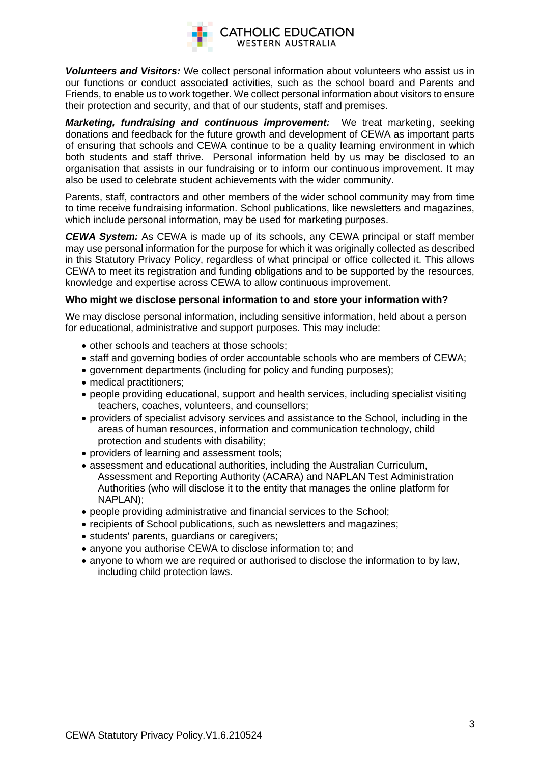***Volunteers and Visitors:*** We collect personal information about volunteers who assist us in our functions or conduct associated activities, such as the school board and Parents and Friends, to enable us to work together. We collect personal information about visitors to ensure their protection and security, and that of our students, staff and premises.

***Marketing, fundraising and continuous improvement:*** We treat marketing, seeking donations and feedback for the future growth and development of CEWA as important parts of ensuring that schools and CEWA continue to be a quality learning environment in which both students and staff thrive. Personal information held by us may be disclosed to an organisation that assists in our fundraising or to inform our continuous improvement. It may also be used to celebrate student achievements with the wider community.

Parents, staff, contractors and other members of the wider school community may from time to time receive fundraising information. School publications, like newsletters and magazines, which include personal information, may be used for marketing purposes.

***CEWA System:*** As CEWA is made up of its schools, any CEWA principal or staff member may use personal information for the purpose for which it was originally collected as described in this Statutory Privacy Policy, regardless of what principal or office collected it. This allows CEWA to meet its registration and funding obligations and to be supported by the resources, knowledge and expertise across CEWA to allow continuous improvement.

**Who might we disclose personal information to and store your information with?**

We may disclose personal information, including sensitive information, held about a person for educational, administrative and support purposes. This may include:

- other schools and teachers at those schools;
- staff and governing bodies of order accountable schools who are members of CEWA;
- government departments (including for policy and funding purposes);
- medical practitioners;
- people providing educational, support and health services, including specialist visiting teachers, coaches, volunteers, and counsellors;
- providers of specialist advisory services and assistance to the School, including in the areas of human resources, information and communication technology, child protection and students with disability;
- providers of learning and assessment tools;
- assessment and educational authorities, including the Australian Curriculum, Assessment and Reporting Authority (ACARA) and NAPLAN Test Administration Authorities (who will disclose it to the entity that manages the online platform for NAPLAN);
- people providing administrative and financial services to the School;
- recipients of School publications, such as newsletters and magazines;
- students' parents, guardians or caregivers;
- anyone you authorise CEWA to disclose information to; and
- anyone to whom we are required or authorised to disclose the information to by law, including child protection laws.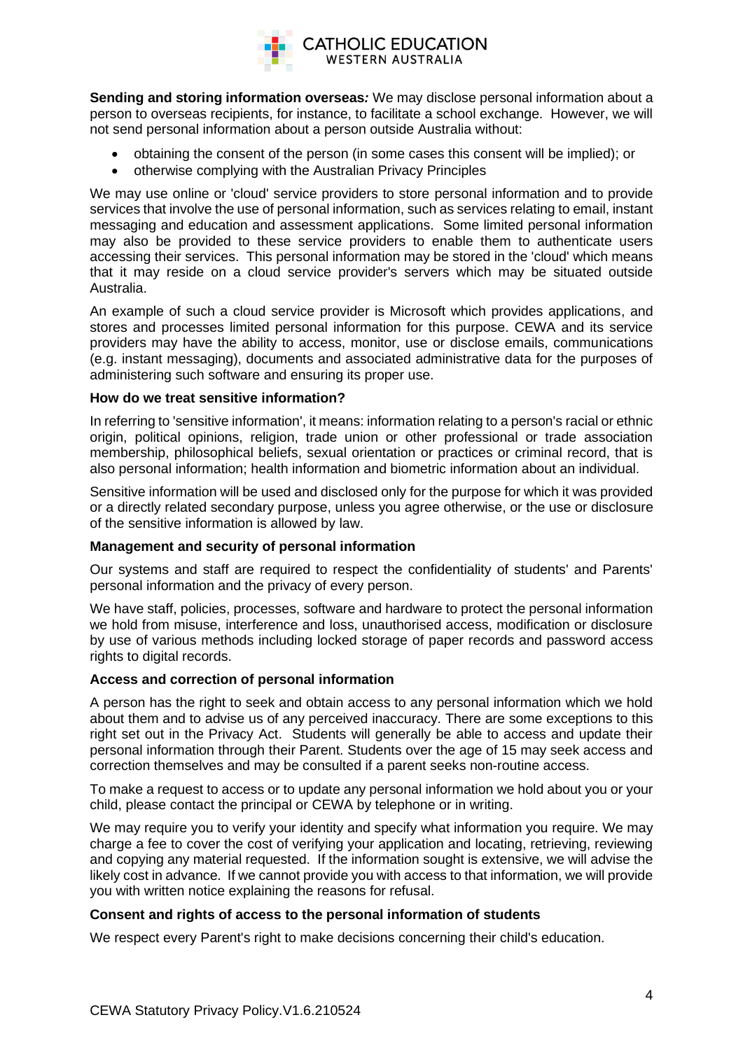**Sending and storing information overseas:** We may disclose personal information about a person to overseas recipients, for instance, to facilitate a school exchange. However, we will not send personal information about a person outside Australia without:

- obtaining the consent of the person (in some cases this consent will be implied); or
- otherwise complying with the Australian Privacy Principles

We may use online or 'cloud' service providers to store personal information and to provide services that involve the use of personal information, such as services relating to email, instant messaging and education and assessment applications. Some limited personal information may also be provided to these service providers to enable them to authenticate users accessing their services. This personal information may be stored in the 'cloud' which means that it may reside on a cloud service provider's servers which may be situated outside Australia.

An example of such a cloud service provider is Microsoft which provides applications, and stores and processes limited personal information for this purpose. CEWA and its service providers may have the ability to access, monitor, use or disclose emails, communications (e.g. instant messaging), documents and associated administrative data for the purposes of administering such software and ensuring its proper use.

**How do we treat sensitive information?**

In referring to 'sensitive information', it means: information relating to a person's racial or ethnic origin, political opinions, religion, trade union or other professional or trade association membership, philosophical beliefs, sexual orientation or practices or criminal record, that is also personal information; health information and biometric information about an individual.

Sensitive information will be used and disclosed only for the purpose for which it was provided or a directly related secondary purpose, unless you agree otherwise, or the use or disclosure of the sensitive information is allowed by law.

**Management and security of personal information**

Our systems and staff are required to respect the confidentiality of students' and Parents' personal information and the privacy of every person.

We have staff, policies, processes, software and hardware to protect the personal information we hold from misuse, interference and loss, unauthorised access, modification or disclosure by use of various methods including locked storage of paper records and password access rights to digital records.

**Access and correction of personal information**

A person has the right to seek and obtain access to any personal information which we hold about them and to advise us of any perceived inaccuracy. There are some exceptions to this right set out in the Privacy Act. Students will generally be able to access and update their personal information through their Parent. Students over the age of 15 may seek access and correction themselves and may be consulted if a parent seeks non-routine access.

To make a request to access or to update any personal information we hold about you or your child, please contact the principal or CEWA by telephone or in writing.

We may require you to verify your identity and specify what information you require. We may charge a fee to cover the cost of verifying your application and locating, retrieving, reviewing and copying any material requested. If the information sought is extensive, we will advise the likely cost in advance. If we cannot provide you with access to that information, we will provide you with written notice explaining the reasons for refusal.

**Consent and rights of access to the personal information of students**

We respect every Parent's right to make decisions concerning their child's education.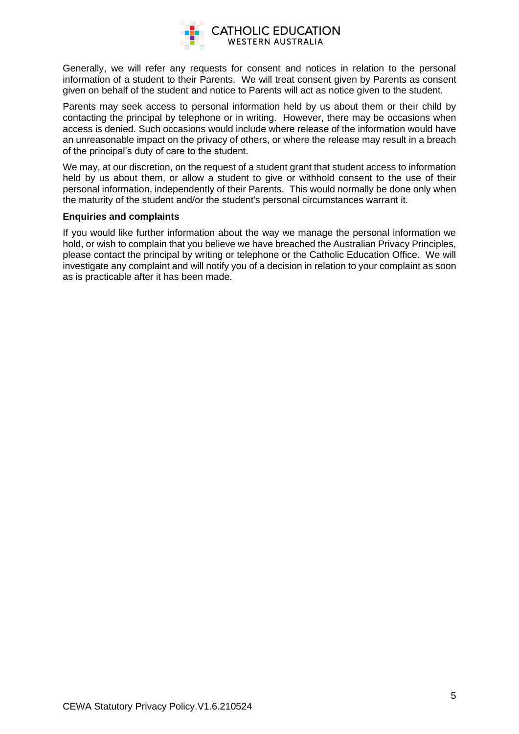Generally, we will refer any requests for consent and notices in relation to the personal information of a student to their Parents. We will treat consent given by Parents as consent given on behalf of the student and notice to Parents will act as notice given to the student.

Parents may seek access to personal information held by us about them or their child by contacting the principal by telephone or in writing. However, there may be occasions when access is denied. Such occasions would include where release of the information would have an unreasonable impact on the privacy of others, or where the release may result in a breach of the principal's duty of care to the student.

We may, at our discretion, on the request of a student grant that student access to information held by us about them, or allow a student to give or withhold consent to the use of their personal information, independently of their Parents. This would normally be done only when the maturity of the student and/or the student's personal circumstances warrant it.

**Enquiries and complaints**

If you would like further information about the way we manage the personal information we hold, or wish to complain that you believe we have breached the Australian Privacy Principles, please contact the principal by writing or telephone or the Catholic Education Office. We will investigate any complaint and will notify you of a decision in relation to your complaint as soon as is practicable after it has been made.